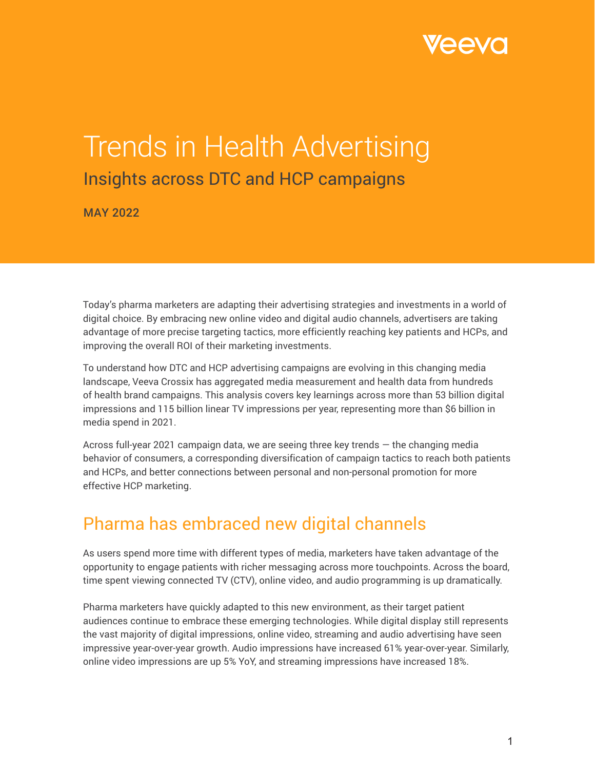Veeva

# Trends in Health Advertising

## Insights across DTC and HCP campaigns

MAY 2022

Today's pharma marketers are adapting their advertising strategies and investments in a world of digital choice. By embracing new online video and digital audio channels, advertisers are taking advantage of more precise targeting tactics, more efficiently reaching key patients and HCPs, and improving the overall ROI of their marketing investments.

To understand how DTC and HCP advertising campaigns are evolving in this changing media landscape, Veeva Crossix has aggregated media measurement and health data from hundreds of health brand campaigns. This analysis covers key learnings across more than 53 billion digital impressions and 115 billion linear TV impressions per year, representing more than $6 billion in media spend in 2021.

Across full-year 2021 campaign data, we are seeing three key trends — the changing media behavior of consumers, a corresponding diversification of campaign tactics to reach both patients and HCPs, and better connections between personal and non-personal promotion for more effective HCP marketing.

## Pharma has embraced new digital channels

As users spend more time with different types of media, marketers have taken advantage of the opportunity to engage patients with richer messaging across more touchpoints. Across the board, time spent viewing connected TV (CTV), online video, and audio programming is up dramatically.

Pharma marketers have quickly adapted to this new environment, as their target patient audiences continue to embrace these emerging technologies. While digital display still represents the vast majority of digital impressions, online video, streaming and audio advertising have seen impressive year-over-year growth. Audio impressions have increased 61% year-over-year. Similarly, online video impressions are up 5% YoY, and streaming impressions have increased 18%.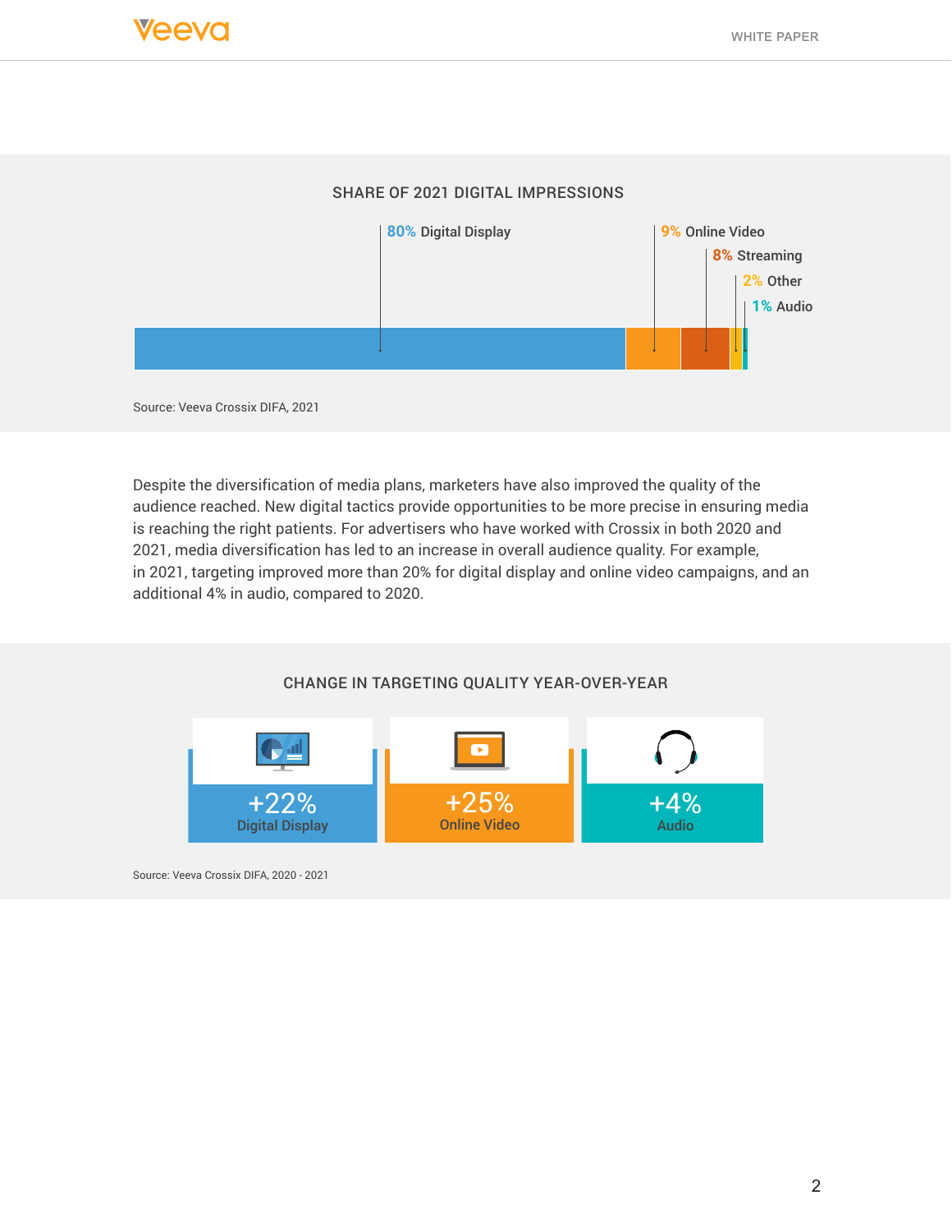## SHARE OF 2021 DIGITAL IMPRESSIONS

- 80% Digital Display
- 9% Online Video
- 8% Streaming
- 2% Other
- 1% Audio

Source: Veeva Crossix DIFA, 2021

Despite the diversification of media plans, marketers have also improved the quality of the audience reached. New digital tactics provide opportunities to be more precise in ensuring media is reaching the right patients. For advertisers who have worked with Crossix in both 2020 and 2021, media diversification has led to an increase in overall audience quality. For example, in 2021, targeting improved more than 20% for digital display and online video campaigns, and an additional 4% in audio, compared to 2020.

## CHANGE IN TARGETING QUALITY YEAR-OVER-YEAR

- +22% Digital Display
- +25% Online Video
- +4% Audio

Source: Veeva Crossix DIFA, 2020 - 2021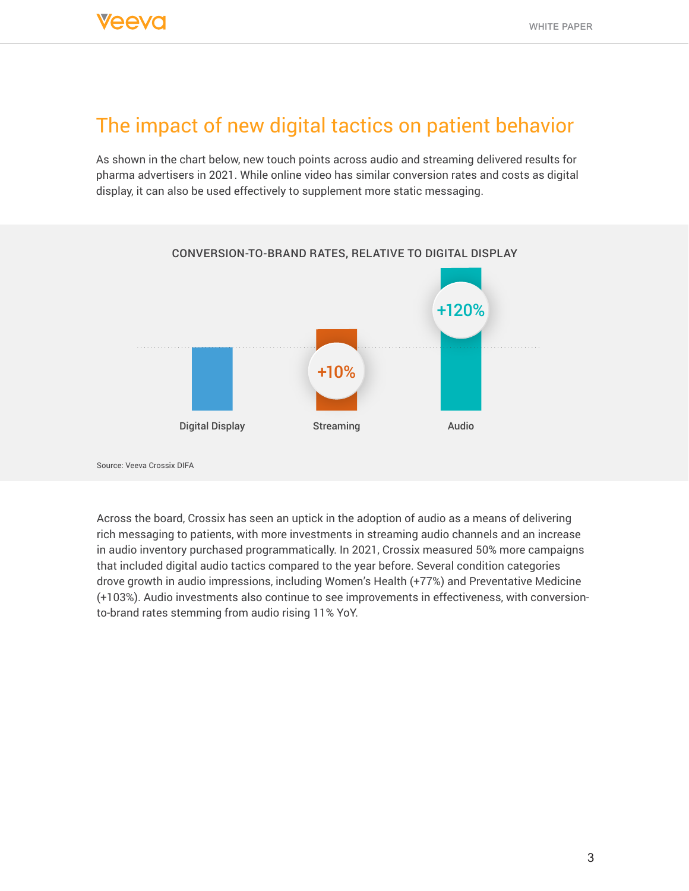# The impact of new digital tactics on patient behavior

As shown in the chart below, new touch points across audio and streaming delivered results for pharma advertisers in 2021. While online video has similar conversion rates and costs as digital display, it can also be used effectively to supplement more static messaging.

CONVERSION-TO-BRAND RATES, RELATIVE TO DIGITAL DISPLAY

| Digital Display | Streaming | Audio |
|---|---|---|
| | +10% | +120% |

Source: Veeva Crossix DIFA

Across the board, Crossix has seen an uptick in the adoption of audio as a means of delivering rich messaging to patients, with more investments in streaming audio channels and an increase in audio inventory purchased programmatically. In 2021, Crossix measured 50% more campaigns that included digital audio tactics compared to the year before. Several condition categories drove growth in audio impressions, including Women's Health (+77%) and Preventative Medicine (+103%). Audio investments also continue to see improvements in effectiveness, with conversion-to-brand rates stemming from audio rising 11% YoY.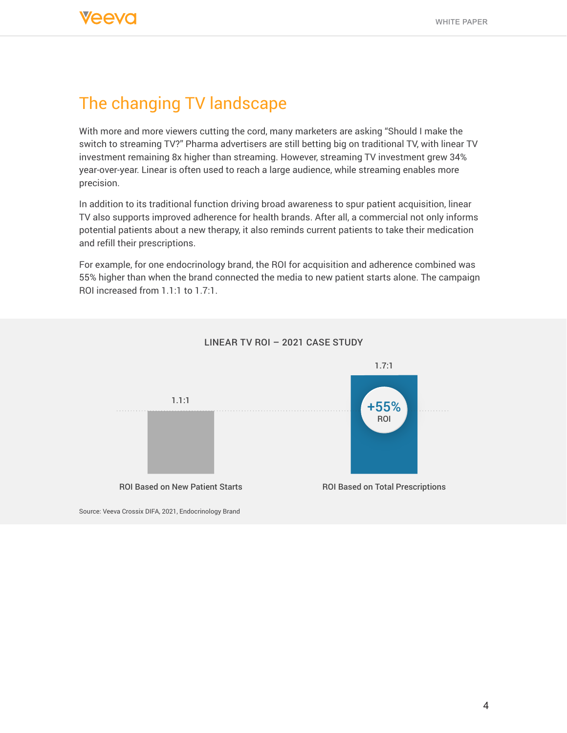# The changing TV landscape

With more and more viewers cutting the cord, many marketers are asking "Should I make the switch to streaming TV?" Pharma advertisers are still betting big on traditional TV, with linear TV investment remaining 8x higher than streaming. However, streaming TV investment grew 34% year-over-year. Linear is often used to reach a large audience, while streaming enables more precision.

In addition to its traditional function driving broad awareness to spur patient acquisition, linear TV also supports improved adherence for health brands. After all, a commercial not only informs potential patients about a new therapy, it also reminds current patients to take their medication and refill their prescriptions.

For example, for one endocrinology brand, the ROI for acquisition and adherence combined was 55% higher than when the brand connected the media to new patient starts alone. The campaign ROI increased from 1.1:1 to 1.7:1.

LINEAR TV ROI – 2021 CASE STUDY

| | ROI |
| --- | --- |
| ROI Based on New Patient Starts | 1.1:1 |
| ROI Based on Total Prescriptions | 1.7:1 (+55% ROI) |

Source: Veeva Crossix DIFA, 2021, Endocrinology Brand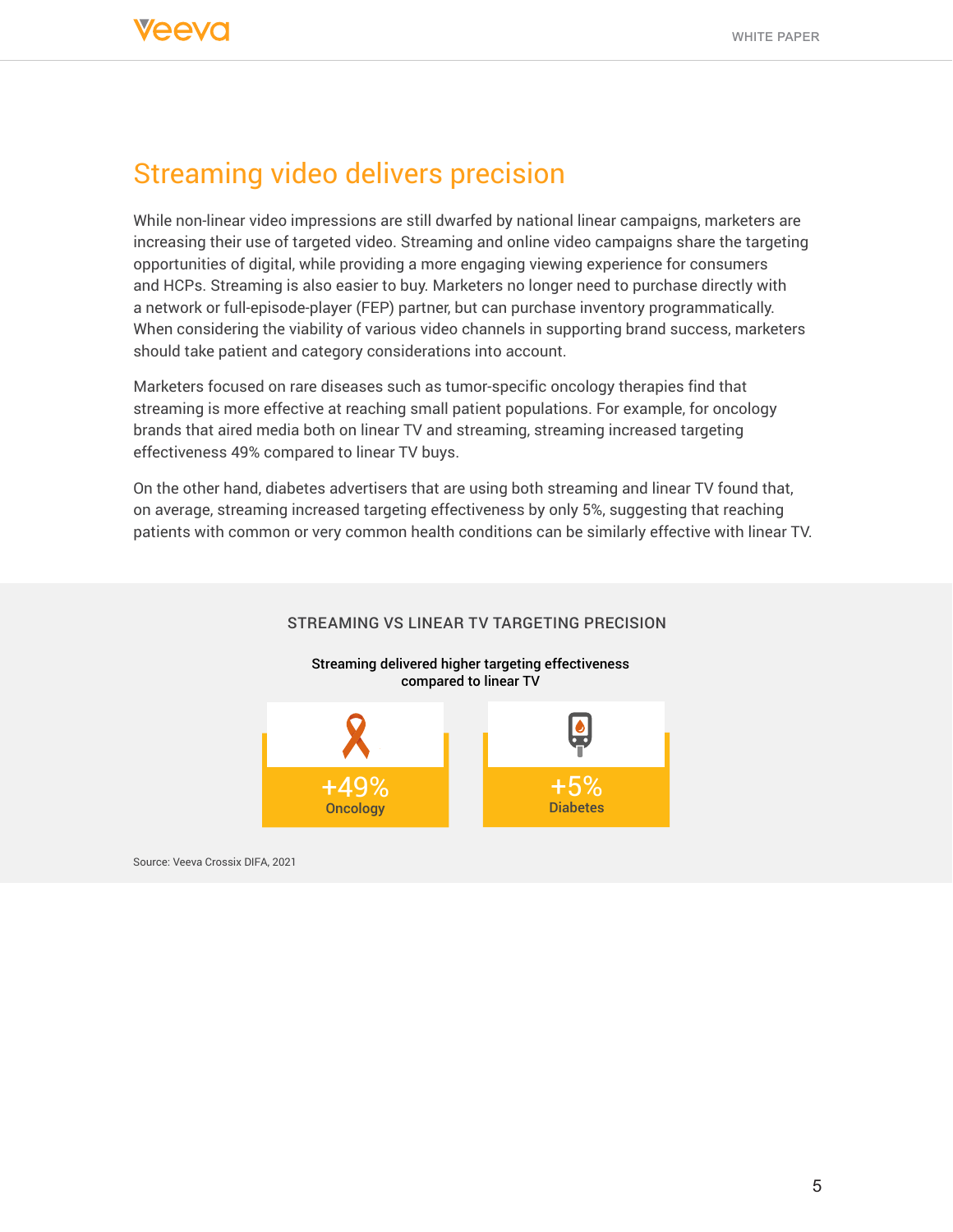## Streaming video delivers precision

While non-linear video impressions are still dwarfed by national linear campaigns, marketers are increasing their use of targeted video. Streaming and online video campaigns share the targeting opportunities of digital, while providing a more engaging viewing experience for consumers and HCPs. Streaming is also easier to buy. Marketers no longer need to purchase directly with a network or full-episode-player (FEP) partner, but can purchase inventory programmatically. When considering the viability of various video channels in supporting brand success, marketers should take patient and category considerations into account.

Marketers focused on rare diseases such as tumor-specific oncology therapies find that streaming is more effective at reaching small patient populations. For example, for oncology brands that aired media both on linear TV and streaming, streaming increased targeting effectiveness 49% compared to linear TV buys.

On the other hand, diabetes advertisers that are using both streaming and linear TV found that, on average, streaming increased targeting effectiveness by only 5%, suggesting that reaching patients with common or very common health conditions can be similarly effective with linear TV.

### STREAMING VS LINEAR TV TARGETING PRECISION

**Streaming delivered higher targeting effectiveness compared to linear TV**

**+49%** Oncology

**+5%** Diabetes

Source: Veeva Crossix DIFA, 2021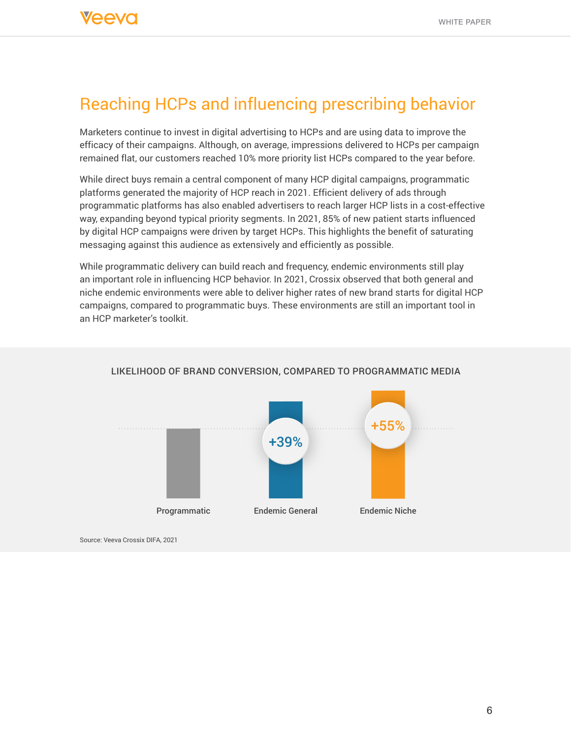# Reaching HCPs and influencing prescribing behavior

Marketers continue to invest in digital advertising to HCPs and are using data to improve the efficacy of their campaigns. Although, on average, impressions delivered to HCPs per campaign remained flat, our customers reached 10% more priority list HCPs compared to the year before.

While direct buys remain a central component of many HCP digital campaigns, programmatic platforms generated the majority of HCP reach in 2021. Efficient delivery of ads through programmatic platforms has also enabled advertisers to reach larger HCP lists in a cost-effective way, expanding beyond typical priority segments. In 2021, 85% of new patient starts influenced by digital HCP campaigns were driven by target HCPs. This highlights the benefit of saturating messaging against this audience as extensively and efficiently as possible.

While programmatic delivery can build reach and frequency, endemic environments still play an important role in influencing HCP behavior. In 2021, Crossix observed that both general and niche endemic environments were able to deliver higher rates of new brand starts for digital HCP campaigns, compared to programmatic buys. These environments are still an important tool in an HCP marketer's toolkit.

LIKELIHOOD OF BRAND CONVERSION, COMPARED TO PROGRAMMATIC MEDIA

| Programmatic | Endemic General | Endemic Niche |
|---|---|---|
| | +39% | +55% |

Source: Veeva Crossix DIFA, 2021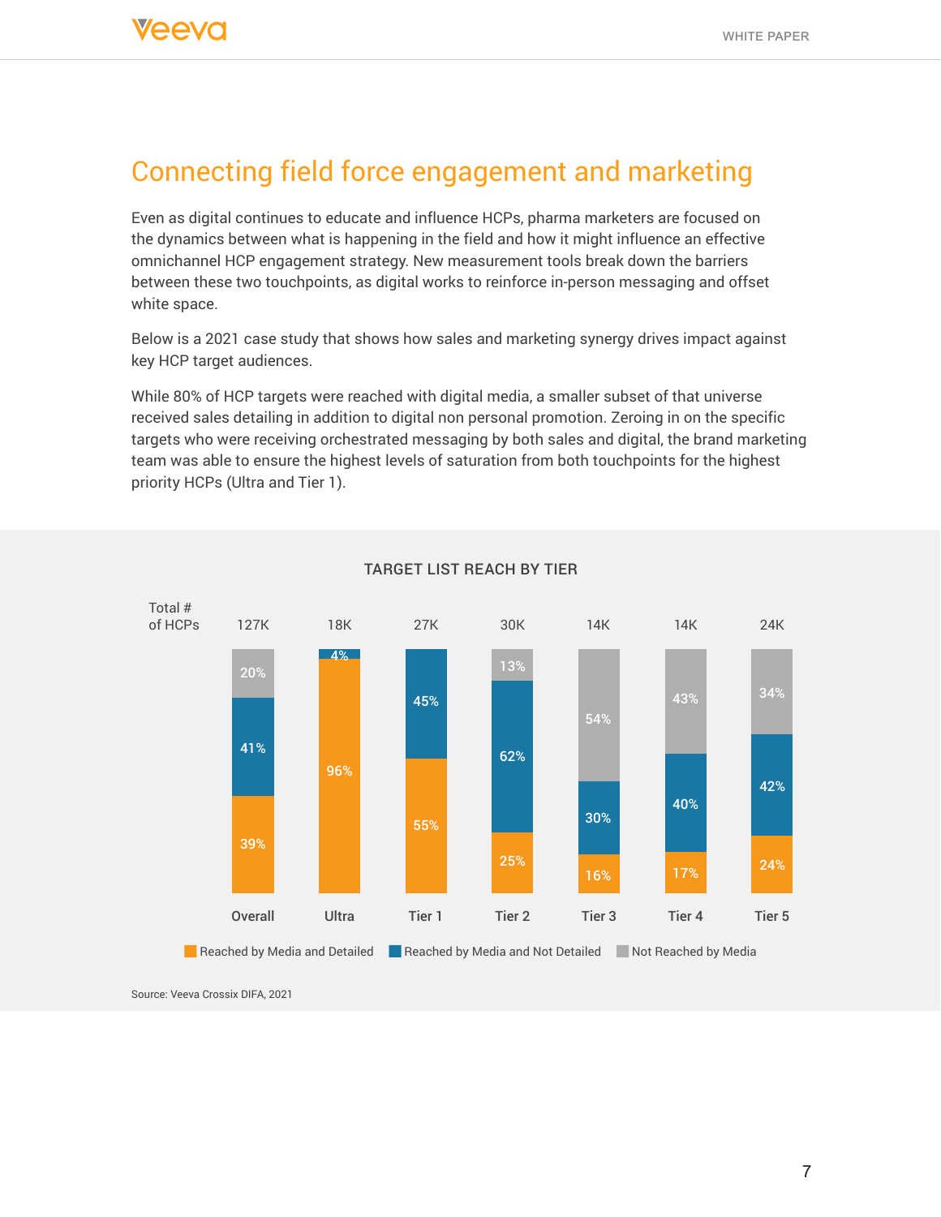## Connecting field force engagement and marketing

Even as digital continues to educate and influence HCPs, pharma marketers are focused on the dynamics between what is happening in the field and how it might influence an effective omnichannel HCP engagement strategy. New measurement tools break down the barriers between these two touchpoints, as digital works to reinforce in-person messaging and offset white space.

Below is a 2021 case study that shows how sales and marketing synergy drives impact against key HCP target audiences.

While 80% of HCP targets were reached with digital media, a smaller subset of that universe received sales detailing in addition to digital non personal promotion. Zeroing in on the specific targets who were receiving orchestrated messaging by both sales and digital, the brand marketing team was able to ensure the highest levels of saturation from both touchpoints for the highest priority HCPs (Ultra and Tier 1).

**TARGET LIST REACH BY TIER**

| | Overall | Ultra | Tier 1 | Tier 2 | Tier 3 | Tier 4 | Tier 5 |
|---|---|---|---|---|---|---|---|
| Total # of HCPs | 127K | 18K | 27K | 30K | 14K | 14K | 24K |
| Reached by Media and Detailed | 39% | 96% | 55% | 25% | 16% | 17% | 24% |
| Reached by Media and Not Detailed | 41% | 4% | 45% | 62% | 30% | 40% | 42% |
| Not Reached by Media | 20% | | | 13% | 54% | 43% | 34% |

Source: Veeva Crossix DIFA, 2021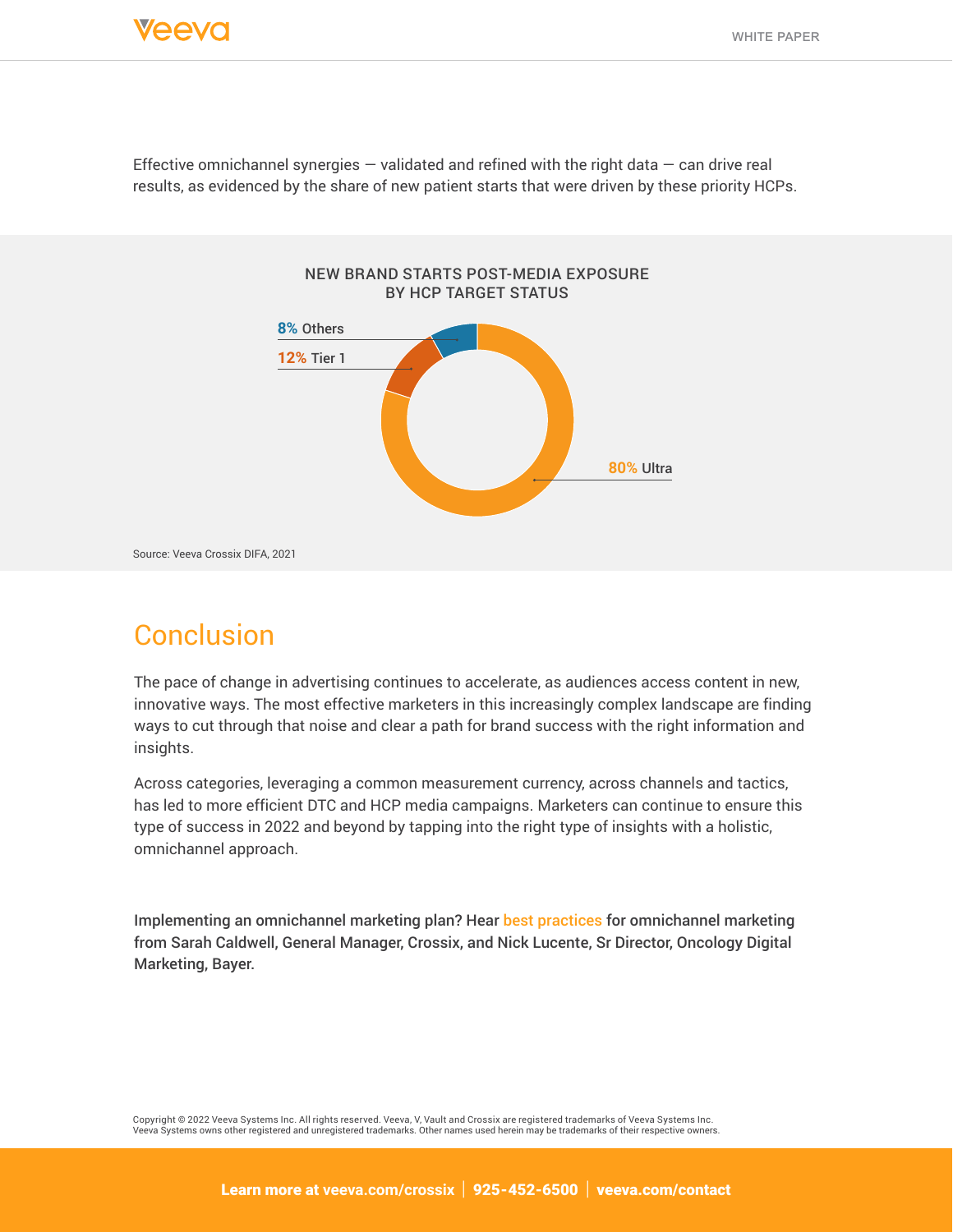Effective omnichannel synergies — validated and refined with the right data — can drive real results, as evidenced by the share of new patient starts that were driven by these priority HCPs.

NEW BRAND STARTS POST-MEDIA EXPOSURE BY HCP TARGET STATUS

8% Others

12% Tier 1

80% Ultra

Source: Veeva Crossix DIFA, 2021

## Conclusion

The pace of change in advertising continues to accelerate, as audiences access content in new, innovative ways. The most effective marketers in this increasingly complex landscape are finding ways to cut through that noise and clear a path for brand success with the right information and insights.

Across categories, leveraging a common measurement currency, across channels and tactics, has led to more efficient DTC and HCP media campaigns. Marketers can continue to ensure this type of success in 2022 and beyond by tapping into the right type of insights with a holistic, omnichannel approach.

Implementing an omnichannel marketing plan? Hear best practices for omnichannel marketing from Sarah Caldwell, General Manager, Crossix, and Nick Lucente, Sr Director, Oncology Digital Marketing, Bayer.

Copyright © 2022 Veeva Systems Inc. All rights reserved. Veeva, V, Vault and Crossix are registered trademarks of Veeva Systems Inc. Veeva Systems owns other registered and unregistered trademarks. Other names used herein may be trademarks of their respective owners.

Learn more at veeva.com/crossix | 925-452-6500 | veeva.com/contact